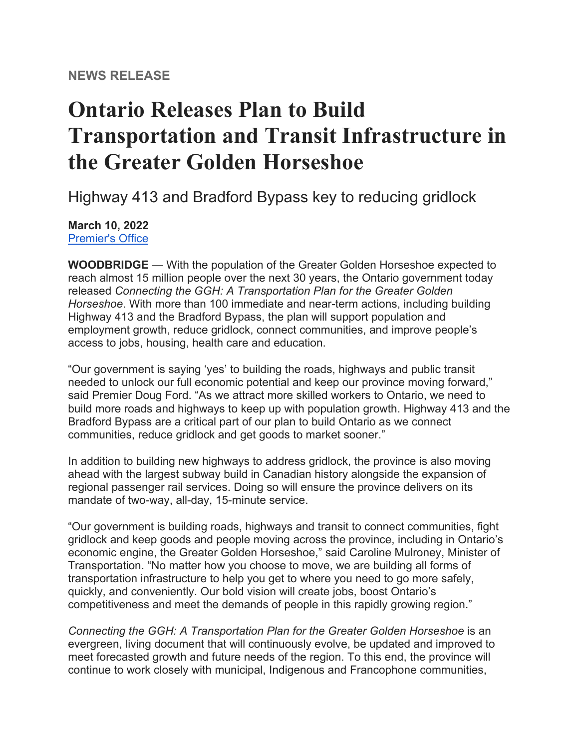**NEWS RELEASE**

# Ontario Releases Plan to Build Transportation and Transit Infrastructure in the Greater Golden Horseshoe

## Highway 413 and Bradford Bypass key to reducing gridlock

**March 10, 2022**
[Premier's Office]

**WOODBRIDGE** — With the population of the Greater Golden Horseshoe expected to reach almost 15 million people over the next 30 years, the Ontario government today released *Connecting the GGH: A Transportation Plan for the Greater Golden Horseshoe*. With more than 100 immediate and near-term actions, including building Highway 413 and the Bradford Bypass, the plan will support population and employment growth, reduce gridlock, connect communities, and improve people's access to jobs, housing, health care and education.

"Our government is saying 'yes' to building the roads, highways and public transit needed to unlock our full economic potential and keep our province moving forward," said Premier Doug Ford. "As we attract more skilled workers to Ontario, we need to build more roads and highways to keep up with population growth. Highway 413 and the Bradford Bypass are a critical part of our plan to build Ontario as we connect communities, reduce gridlock and get goods to market sooner."

In addition to building new highways to address gridlock, the province is also moving ahead with the largest subway build in Canadian history alongside the expansion of regional passenger rail services. Doing so will ensure the province delivers on its mandate of two-way, all-day, 15-minute service.

"Our government is building roads, highways and transit to connect communities, fight gridlock and keep goods and people moving across the province, including in Ontario's economic engine, the Greater Golden Horseshoe," said Caroline Mulroney, Minister of Transportation. "No matter how you choose to move, we are building all forms of transportation infrastructure to help you get to where you need to go more safely, quickly, and conveniently. Our bold vision will create jobs, boost Ontario's competitiveness and meet the demands of people in this rapidly growing region."

*Connecting the GGH: A Transportation Plan for the Greater Golden Horseshoe* is an evergreen, living document that will continuously evolve, be updated and improved to meet forecasted growth and future needs of the region. To this end, the province will continue to work closely with municipal, Indigenous and Francophone communities,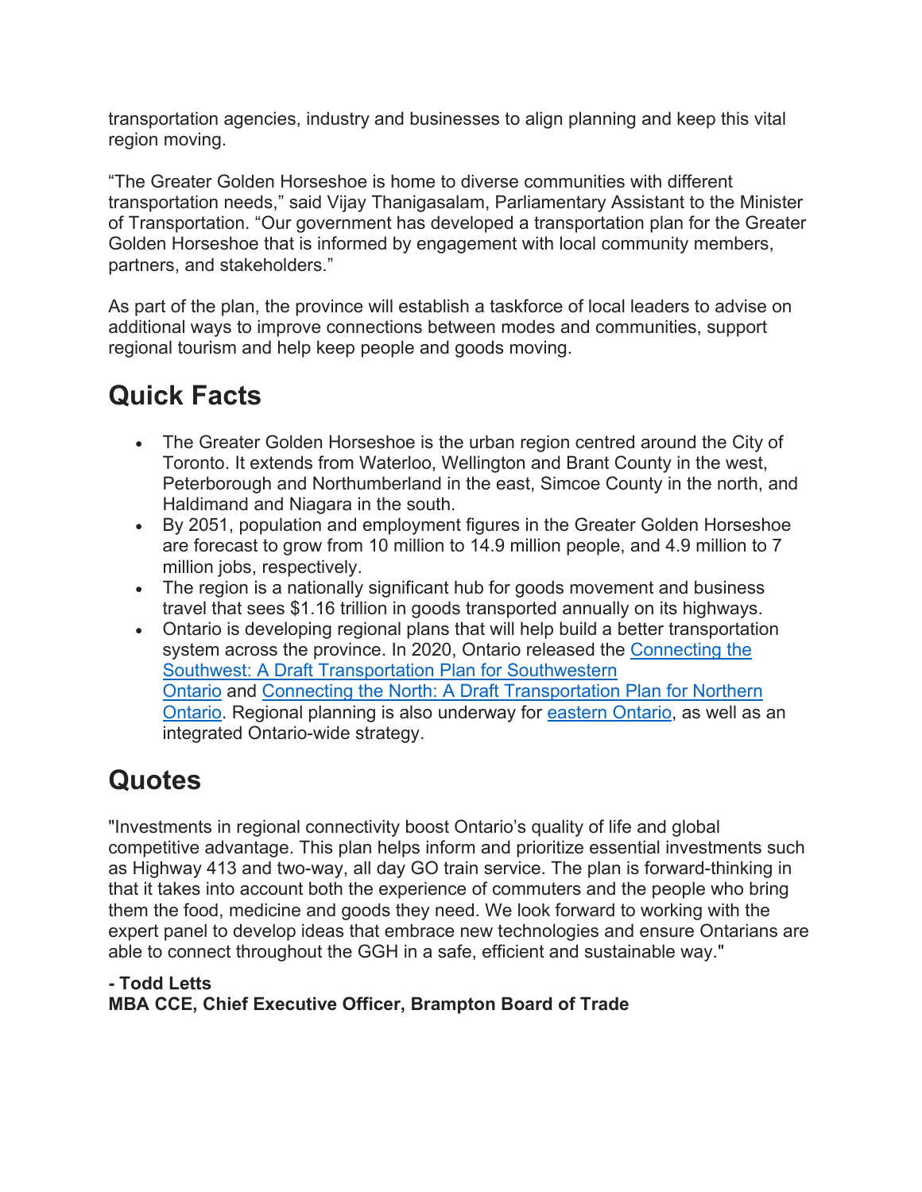transportation agencies, industry and businesses to align planning and keep this vital region moving.

“The Greater Golden Horseshoe is home to diverse communities with different transportation needs,” said Vijay Thanigasalam, Parliamentary Assistant to the Minister of Transportation. “Our government has developed a transportation plan for the Greater Golden Horseshoe that is informed by engagement with local community members, partners, and stakeholders.”

As part of the plan, the province will establish a taskforce of local leaders to advise on additional ways to improve connections between modes and communities, support regional tourism and help keep people and goods moving.

## Quick Facts

- The Greater Golden Horseshoe is the urban region centred around the City of Toronto. It extends from Waterloo, Wellington and Brant County in the west, Peterborough and Northumberland in the east, Simcoe County in the north, and Haldimand and Niagara in the south.
- By 2051, population and employment figures in the Greater Golden Horseshoe are forecast to grow from 10 million to 14.9 million people, and 4.9 million to 7 million jobs, respectively.
- The region is a nationally significant hub for goods movement and business travel that sees $1.16 trillion in goods transported annually on its highways.
- Ontario is developing regional plans that will help build a better transportation system across the province. In 2020, Ontario released the Connecting the Southwest: A Draft Transportation Plan for Southwestern Ontario and Connecting the North: A Draft Transportation Plan for Northern Ontario. Regional planning is also underway for eastern Ontario, as well as an integrated Ontario-wide strategy.

## Quotes

"Investments in regional connectivity boost Ontario’s quality of life and global competitive advantage. This plan helps inform and prioritize essential investments such as Highway 413 and two-way, all day GO train service. The plan is forward-thinking in that it takes into account both the experience of commuters and the people who bring them the food, medicine and goods they need. We look forward to working with the expert panel to develop ideas that embrace new technologies and ensure Ontarians are able to connect throughout the GGH in a safe, efficient and sustainable way."

**- Todd Letts**
**MBA CCE, Chief Executive Officer, Brampton Board of Trade**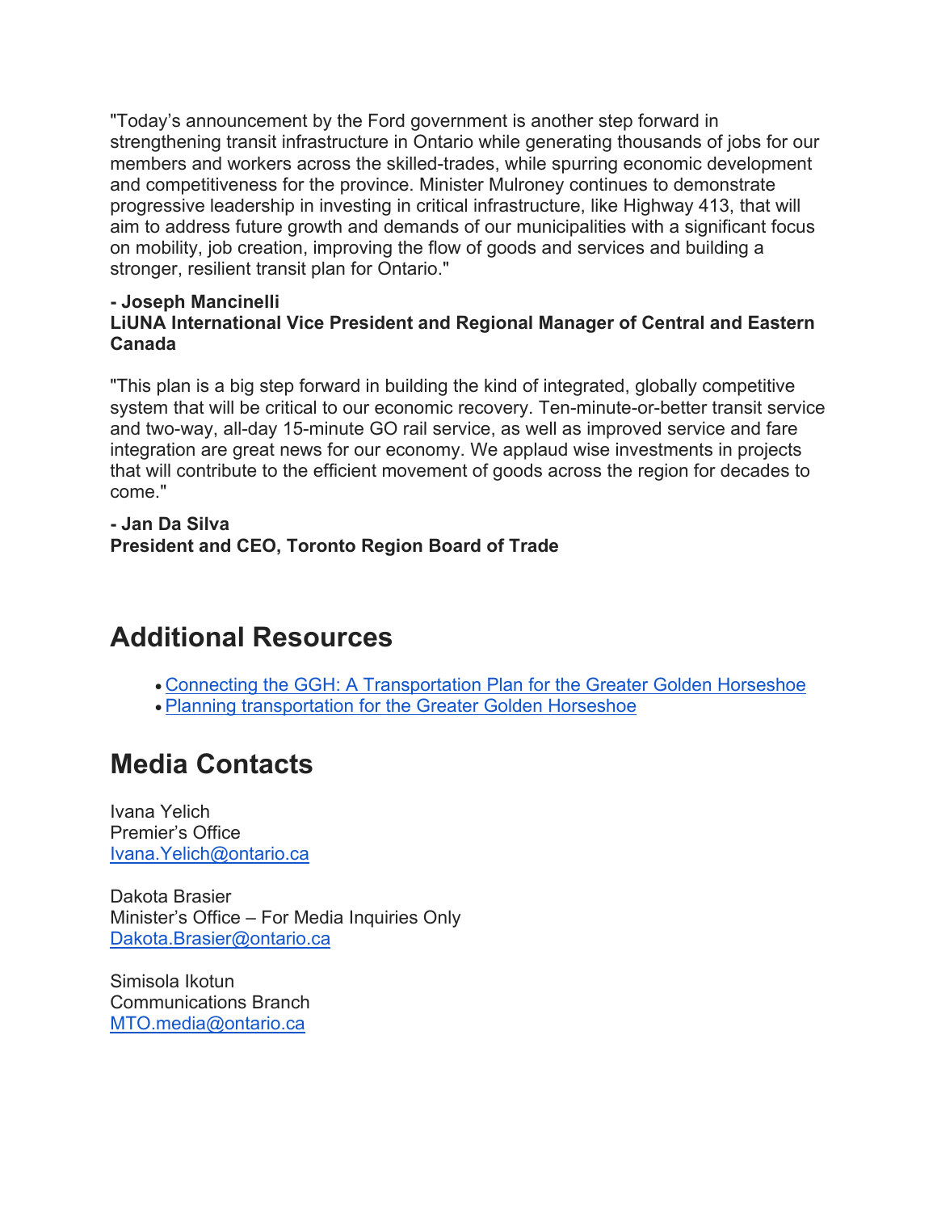"Today's announcement by the Ford government is another step forward in strengthening transit infrastructure in Ontario while generating thousands of jobs for our members and workers across the skilled-trades, while spurring economic development and competitiveness for the province. Minister Mulroney continues to demonstrate progressive leadership in investing in critical infrastructure, like Highway 413, that will aim to address future growth and demands of our municipalities with a significant focus on mobility, job creation, improving the flow of goods and services and building a stronger, resilient transit plan for Ontario."

**- Joseph Mancinelli**
**LiUNA International Vice President and Regional Manager of Central and Eastern Canada**

"This plan is a big step forward in building the kind of integrated, globally competitive system that will be critical to our economic recovery. Ten-minute-or-better transit service and two-way, all-day 15-minute GO rail service, as well as improved service and fare integration are great news for our economy. We applaud wise investments in projects that will contribute to the efficient movement of goods across the region for decades to come."

**- Jan Da Silva**
**President and CEO, Toronto Region Board of Trade**

## Additional Resources

- Connecting the GGH: A Transportation Plan for the Greater Golden Horseshoe
- Planning transportation for the Greater Golden Horseshoe

## Media Contacts

Ivana Yelich
Premier's Office
Ivana.Yelich@ontario.ca

Dakota Brasier
Minister's Office – For Media Inquiries Only
Dakota.Brasier@ontario.ca

Simisola Ikotun
Communications Branch
MTO.media@ontario.ca